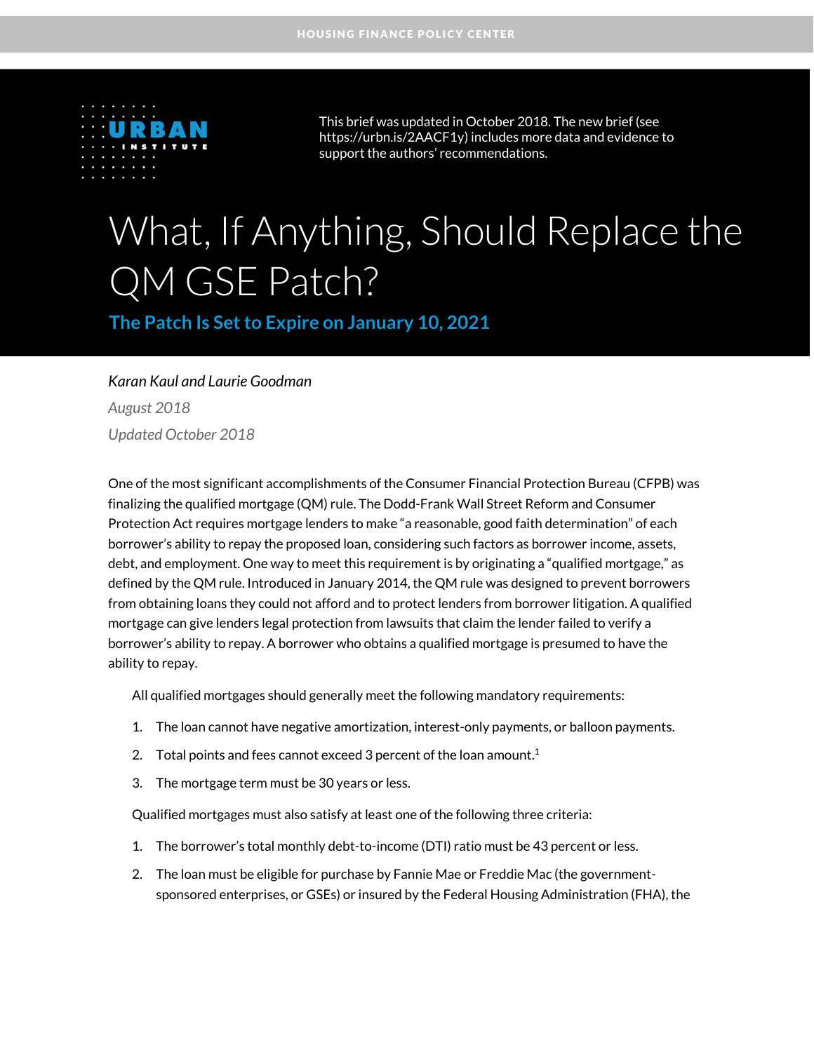This brief was updated in October 2018. The new brief (see https://urbn.is/2AACF1y) includes more data and evidence to support the authors' recommendations.

# What, If Anything, Should Replace the QM GSE Patch?

## The Patch Is Set to Expire on January 10, 2021

*Karan Kaul and Laurie Goodman*

*August 2018*

*Updated October 2018*

One of the most significant accomplishments of the Consumer Financial Protection Bureau (CFPB) was finalizing the qualified mortgage (QM) rule. The Dodd-Frank Wall Street Reform and Consumer Protection Act requires mortgage lenders to make "a reasonable, good faith determination" of each borrower's ability to repay the proposed loan, considering such factors as borrower income, assets, debt, and employment. One way to meet this requirement is by originating a "qualified mortgage," as defined by the QM rule. Introduced in January 2014, the QM rule was designed to prevent borrowers from obtaining loans they could not afford and to protect lenders from borrower litigation. A qualified mortgage can give lenders legal protection from lawsuits that claim the lender failed to verify a borrower's ability to repay. A borrower who obtains a qualified mortgage is presumed to have the ability to repay.

All qualified mortgages should generally meet the following mandatory requirements:

1. The loan cannot have negative amortization, interest-only payments, or balloon payments.
2. Total points and fees cannot exceed 3 percent of the loan amount.[1]
3. The mortgage term must be 30 years or less.

Qualified mortgages must also satisfy at least one of the following three criteria:

1. The borrower's total monthly debt-to-income (DTI) ratio must be 43 percent or less.
2. The loan must be eligible for purchase by Fannie Mae or Freddie Mac (the government-sponsored enterprises, or GSEs) or insured by the Federal Housing Administration (FHA), the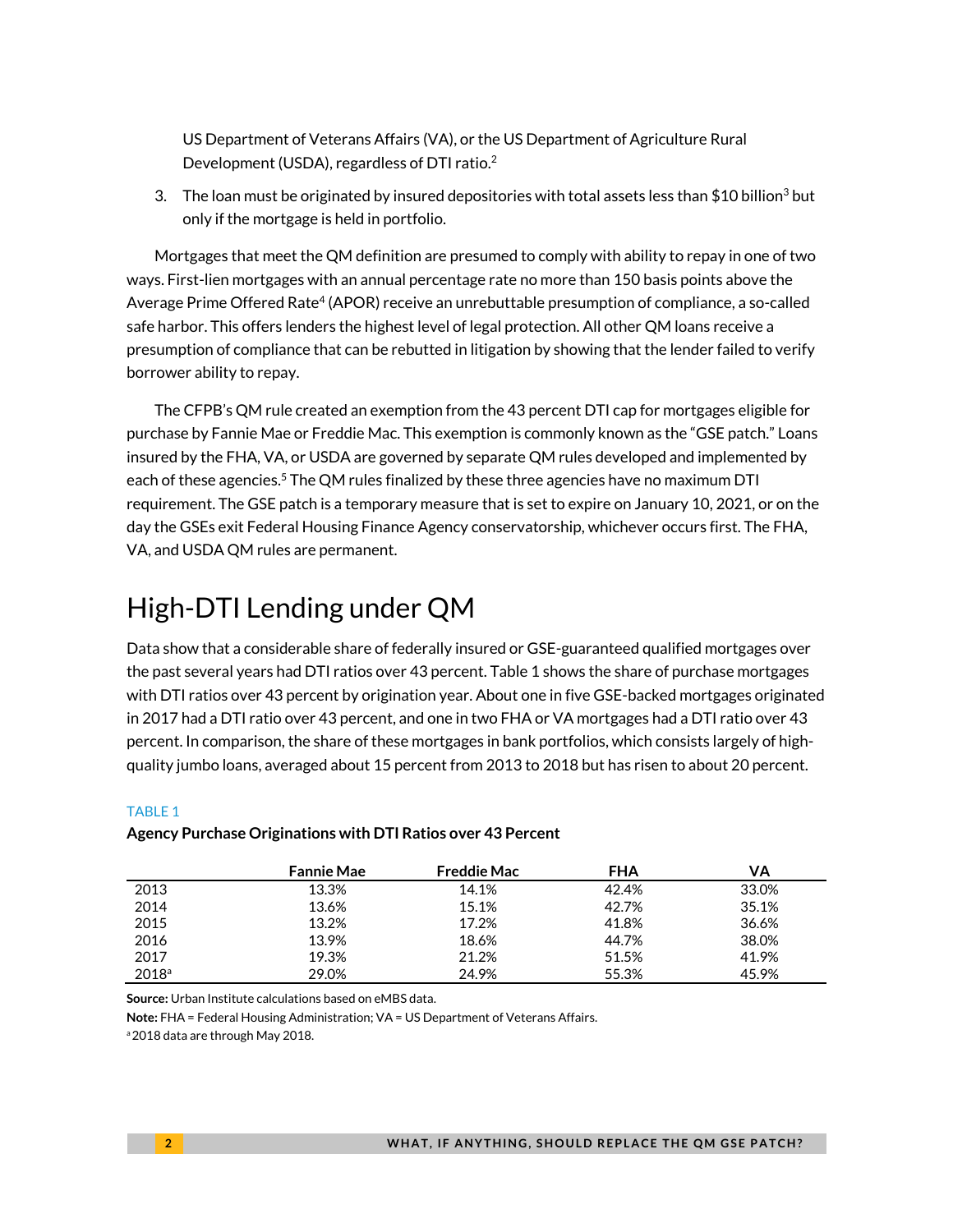US Department of Veterans Affairs (VA), or the US Department of Agriculture Rural Development (USDA), regardless of DTI ratio.[2]

3. The loan must be originated by insured depositories with total assets less than $10 billion[3] but only if the mortgage is held in portfolio.

Mortgages that meet the QM definition are presumed to comply with ability to repay in one of two ways. First-lien mortgages with an annual percentage rate no more than 150 basis points above the Average Prime Offered Rate[4] (APOR) receive an unrebuttable presumption of compliance, a so-called safe harbor. This offers lenders the highest level of legal protection. All other QM loans receive a presumption of compliance that can be rebutted in litigation by showing that the lender failed to verify borrower ability to repay.

The CFPB's QM rule created an exemption from the 43 percent DTI cap for mortgages eligible for purchase by Fannie Mae or Freddie Mac. This exemption is commonly known as the "GSE patch." Loans insured by the FHA, VA, or USDA are governed by separate QM rules developed and implemented by each of these agencies.[5] The QM rules finalized by these three agencies have no maximum DTI requirement. The GSE patch is a temporary measure that is set to expire on January 10, 2021, or on the day the GSEs exit Federal Housing Finance Agency conservatorship, whichever occurs first. The FHA, VA, and USDA QM rules are permanent.

# High-DTI Lending under QM

Data show that a considerable share of federally insured or GSE-guaranteed qualified mortgages over the past several years had DTI ratios over 43 percent. Table 1 shows the share of purchase mortgages with DTI ratios over 43 percent by origination year. About one in five GSE-backed mortgages originated in 2017 had a DTI ratio over 43 percent, and one in two FHA or VA mortgages had a DTI ratio over 43 percent. In comparison, the share of these mortgages in bank portfolios, which consists largely of high-quality jumbo loans, averaged about 15 percent from 2013 to 2018 but has risen to about 20 percent.

TABLE 1

**Agency Purchase Originations with DTI Ratios over 43 Percent**

| | Fannie Mae | Freddie Mac | FHA | VA |
|---|---|---|---|---|
| 2013 | 13.3% | 14.1% | 42.4% | 33.0% |
| 2014 | 13.6% | 15.1% | 42.7% | 35.1% |
| 2015 | 13.2% | 17.2% | 41.8% | 36.6% |
| 2016 | 13.9% | 18.6% | 44.7% | 38.0% |
| 2017 | 19.3% | 21.2% | 51.5% | 41.9% |
| 2018[a] | 29.0% | 24.9% | 55.3% | 45.9% |

**Source:** Urban Institute calculations based on eMBS data.

**Note:** FHA = Federal Housing Administration; VA = US Department of Veterans Affairs.

[a] 2018 data are through May 2018.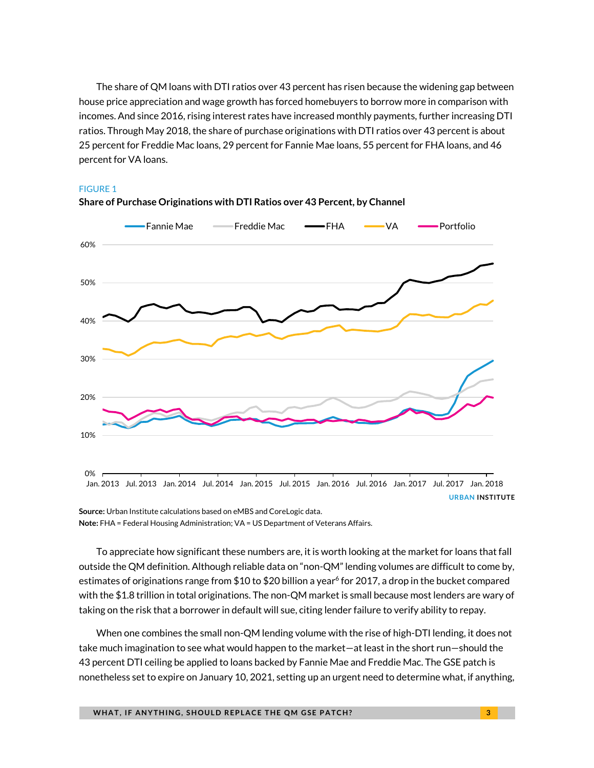The share of QM loans with DTI ratios over 43 percent has risen because the widening gap between house price appreciation and wage growth has forced homebuyers to borrow more in comparison with incomes. And since 2016, rising interest rates have increased monthly payments, further increasing DTI ratios. Through May 2018, the share of purchase originations with DTI ratios over 43 percent is about 25 percent for Freddie Mac loans, 29 percent for Fannie Mae loans, 55 percent for FHA loans, and 46 percent for VA loans.

FIGURE 1

**Share of Purchase Originations with DTI Ratios over 43 Percent, by Channel**

**Source:** Urban Institute calculations based on eMBS and CoreLogic data.
**Note:** FHA = Federal Housing Administration; VA = US Department of Veterans Affairs.

To appreciate how significant these numbers are, it is worth looking at the market for loans that fall outside the QM definition. Although reliable data on "non-QM" lending volumes are difficult to come by, estimates of originations range from \$10 to \$20 billion a year[6] for 2017, a drop in the bucket compared with the \$1.8 trillion in total originations. The non-QM market is small because most lenders are wary of taking on the risk that a borrower in default will sue, citing lender failure to verify ability to repay.

When one combines the small non-QM lending volume with the rise of high-DTI lending, it does not take much imagination to see what would happen to the market—at least in the short run—should the 43 percent DTI ceiling be applied to loans backed by Fannie Mae and Freddie Mac. The GSE patch is nonetheless set to expire on January 10, 2021, setting up an urgent need to determine what, if anything,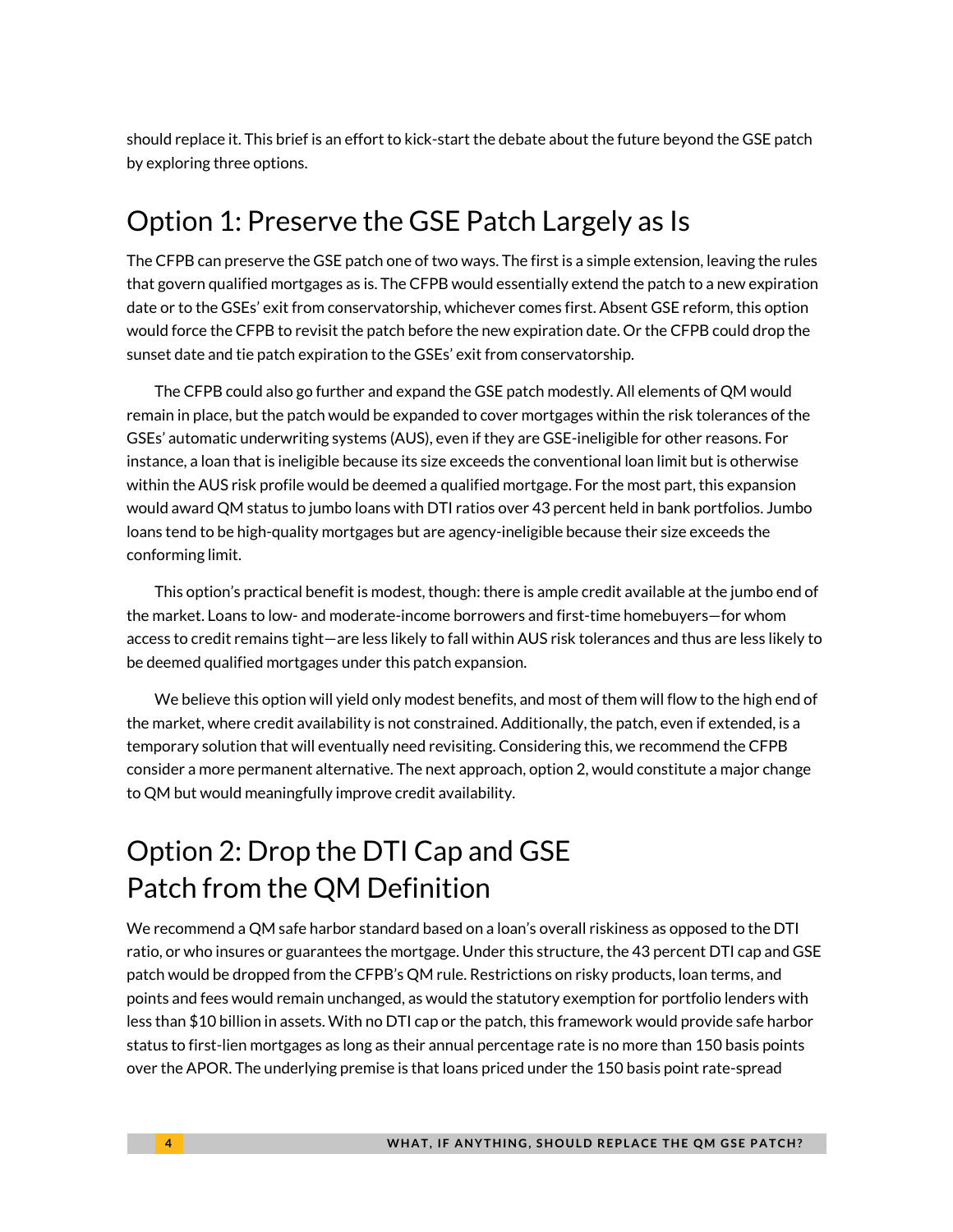should replace it. This brief is an effort to kick-start the debate about the future beyond the GSE patch by exploring three options.

## Option 1: Preserve the GSE Patch Largely as Is

The CFPB can preserve the GSE patch one of two ways. The first is a simple extension, leaving the rules that govern qualified mortgages as is. The CFPB would essentially extend the patch to a new expiration date or to the GSEs' exit from conservatorship, whichever comes first. Absent GSE reform, this option would force the CFPB to revisit the patch before the new expiration date. Or the CFPB could drop the sunset date and tie patch expiration to the GSEs' exit from conservatorship.

The CFPB could also go further and expand the GSE patch modestly. All elements of QM would remain in place, but the patch would be expanded to cover mortgages within the risk tolerances of the GSEs' automatic underwriting systems (AUS), even if they are GSE-ineligible for other reasons. For instance, a loan that is ineligible because its size exceeds the conventional loan limit but is otherwise within the AUS risk profile would be deemed a qualified mortgage. For the most part, this expansion would award QM status to jumbo loans with DTI ratios over 43 percent held in bank portfolios. Jumbo loans tend to be high-quality mortgages but are agency-ineligible because their size exceeds the conforming limit.

This option's practical benefit is modest, though: there is ample credit available at the jumbo end of the market. Loans to low- and moderate-income borrowers and first-time homebuyers—for whom access to credit remains tight—are less likely to fall within AUS risk tolerances and thus are less likely to be deemed qualified mortgages under this patch expansion.

We believe this option will yield only modest benefits, and most of them will flow to the high end of the market, where credit availability is not constrained. Additionally, the patch, even if extended, is a temporary solution that will eventually need revisiting. Considering this, we recommend the CFPB consider a more permanent alternative. The next approach, option 2, would constitute a major change to QM but would meaningfully improve credit availability.

## Option 2: Drop the DTI Cap and GSE Patch from the QM Definition

We recommend a QM safe harbor standard based on a loan's overall riskiness as opposed to the DTI ratio, or who insures or guarantees the mortgage. Under this structure, the 43 percent DTI cap and GSE patch would be dropped from the CFPB's QM rule. Restrictions on risky products, loan terms, and points and fees would remain unchanged, as would the statutory exemption for portfolio lenders with less than $10 billion in assets. With no DTI cap or the patch, this framework would provide safe harbor status to first-lien mortgages as long as their annual percentage rate is no more than 150 basis points over the APOR. The underlying premise is that loans priced under the 150 basis point rate-spread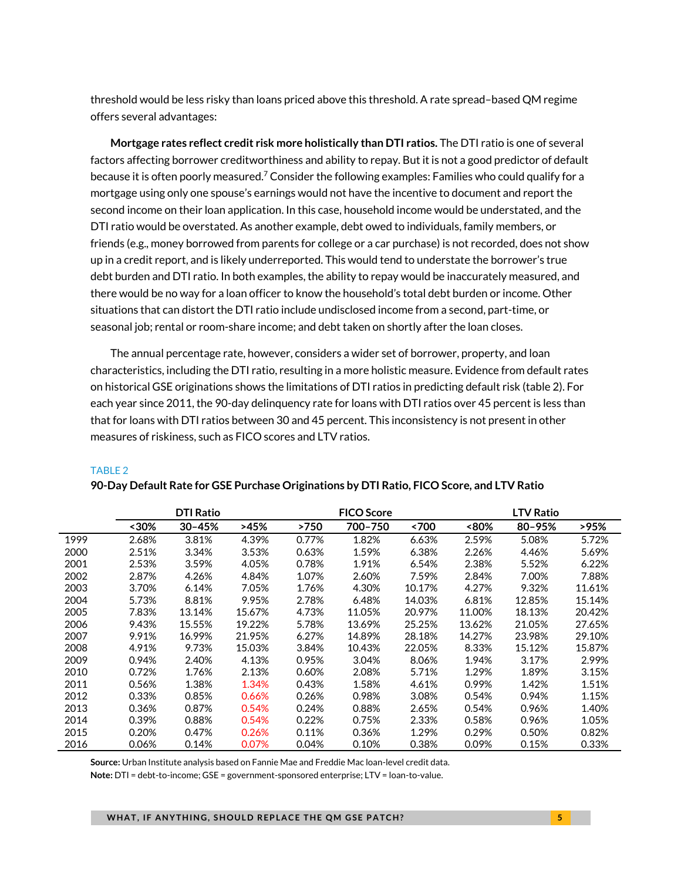threshold would be less risky than loans priced above this threshold. A rate spread–based QM regime offers several advantages:

**Mortgage rates reflect credit risk more holistically than DTI ratios.** The DTI ratio is one of several factors affecting borrower creditworthiness and ability to repay. But it is not a good predictor of default because it is often poorly measured.[7] Consider the following examples: Families who could qualify for a mortgage using only one spouse's earnings would not have the incentive to document and report the second income on their loan application. In this case, household income would be understated, and the DTI ratio would be overstated. As another example, debt owed to individuals, family members, or friends (e.g., money borrowed from parents for college or a car purchase) is not recorded, does not show up in a credit report, and is likely underreported. This would tend to understate the borrower's true debt burden and DTI ratio. In both examples, the ability to repay would be inaccurately measured, and there would be no way for a loan officer to know the household's total debt burden or income. Other situations that can distort the DTI ratio include undisclosed income from a second, part-time, or seasonal job; rental or room-share income; and debt taken on shortly after the loan closes.

The annual percentage rate, however, considers a wider set of borrower, property, and loan characteristics, including the DTI ratio, resulting in a more holistic measure. Evidence from default rates on historical GSE originations shows the limitations of DTI ratios in predicting default risk (table 2). For each year since 2011, the 90-day delinquency rate for loans with DTI ratios over 45 percent is less than that for loans with DTI ratios between 30 and 45 percent. This inconsistency is not present in other measures of riskiness, such as FICO scores and LTV ratios.

TABLE 2

**90-Day Default Rate for GSE Purchase Originations by DTI Ratio, FICO Score, and LTV Ratio**

| | DTI Ratio | | | FICO Score | | | LTV Ratio | | |
|---|---|---|---|---|---|---|---|---|---|
| | <30% | 30–45% | >45% | >750 | 700–750 | <700 | <80% | 80–95% | >95% |
| 1999 | 2.68% | 3.81% | 4.39% | 0.77% | 1.82% | 6.63% | 2.59% | 5.08% | 5.72% |
| 2000 | 2.51% | 3.34% | 3.53% | 0.63% | 1.59% | 6.38% | 2.26% | 4.46% | 5.69% |
| 2001 | 2.53% | 3.59% | 4.05% | 0.78% | 1.91% | 6.54% | 2.38% | 5.52% | 6.22% |
| 2002 | 2.87% | 4.26% | 4.84% | 1.07% | 2.60% | 7.59% | 2.84% | 7.00% | 7.88% |
| 2003 | 3.70% | 6.14% | 7.05% | 1.76% | 4.30% | 10.17% | 4.27% | 9.32% | 11.61% |
| 2004 | 5.73% | 8.81% | 9.95% | 2.78% | 6.48% | 14.03% | 6.81% | 12.85% | 15.14% |
| 2005 | 7.83% | 13.14% | 15.67% | 4.73% | 11.05% | 20.97% | 11.00% | 18.13% | 20.42% |
| 2006 | 9.43% | 15.55% | 19.22% | 5.78% | 13.69% | 25.25% | 13.62% | 21.05% | 27.65% |
| 2007 | 9.91% | 16.99% | 21.95% | 6.27% | 14.89% | 28.18% | 14.27% | 23.98% | 29.10% |
| 2008 | 4.91% | 9.73% | 15.03% | 3.84% | 10.43% | 22.05% | 8.33% | 15.12% | 15.87% |
| 2009 | 0.94% | 2.40% | 4.13% | 0.95% | 3.04% | 8.06% | 1.94% | 3.17% | 2.99% |
| 2010 | 0.72% | 1.76% | 2.13% | 0.60% | 2.08% | 5.71% | 1.29% | 1.89% | 3.15% |
| 2011 | 0.56% | 1.38% | 1.34% | 0.43% | 1.58% | 4.61% | 0.99% | 1.42% | 1.51% |
| 2012 | 0.33% | 0.85% | 0.66% | 0.26% | 0.98% | 3.08% | 0.54% | 0.94% | 1.15% |
| 2013 | 0.36% | 0.87% | 0.54% | 0.24% | 0.88% | 2.65% | 0.54% | 0.96% | 1.40% |
| 2014 | 0.39% | 0.88% | 0.54% | 0.22% | 0.75% | 2.33% | 0.58% | 0.96% | 1.05% |
| 2015 | 0.20% | 0.47% | 0.26% | 0.11% | 0.36% | 1.29% | 0.29% | 0.50% | 0.82% |
| 2016 | 0.06% | 0.14% | 0.07% | 0.04% | 0.10% | 0.38% | 0.09% | 0.15% | 0.33% |

**Source:** Urban Institute analysis based on Fannie Mae and Freddie Mac loan-level credit data.

**Note:** DTI = debt-to-income; GSE = government-sponsored enterprise; LTV = loan-to-value.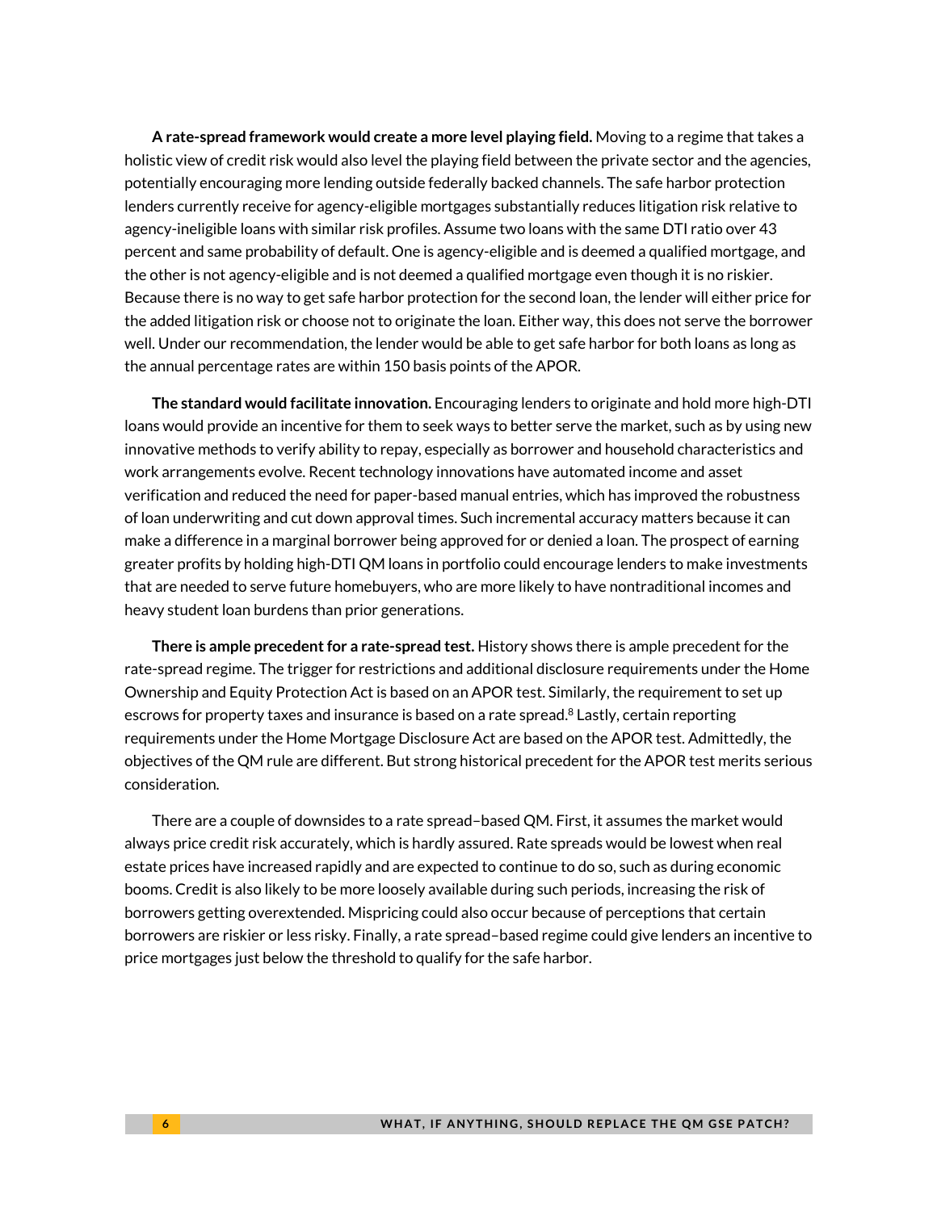**A rate-spread framework would create a more level playing field.** Moving to a regime that takes a holistic view of credit risk would also level the playing field between the private sector and the agencies, potentially encouraging more lending outside federally backed channels. The safe harbor protection lenders currently receive for agency-eligible mortgages substantially reduces litigation risk relative to agency-ineligible loans with similar risk profiles. Assume two loans with the same DTI ratio over 43 percent and same probability of default. One is agency-eligible and is deemed a qualified mortgage, and the other is not agency-eligible and is not deemed a qualified mortgage even though it is no riskier. Because there is no way to get safe harbor protection for the second loan, the lender will either price for the added litigation risk or choose not to originate the loan. Either way, this does not serve the borrower well. Under our recommendation, the lender would be able to get safe harbor for both loans as long as the annual percentage rates are within 150 basis points of the APOR.

**The standard would facilitate innovation.** Encouraging lenders to originate and hold more high-DTI loans would provide an incentive for them to seek ways to better serve the market, such as by using new innovative methods to verify ability to repay, especially as borrower and household characteristics and work arrangements evolve. Recent technology innovations have automated income and asset verification and reduced the need for paper-based manual entries, which has improved the robustness of loan underwriting and cut down approval times. Such incremental accuracy matters because it can make a difference in a marginal borrower being approved for or denied a loan. The prospect of earning greater profits by holding high-DTI QM loans in portfolio could encourage lenders to make investments that are needed to serve future homebuyers, who are more likely to have nontraditional incomes and heavy student loan burdens than prior generations.

**There is ample precedent for a rate-spread test.** History shows there is ample precedent for the rate-spread regime. The trigger for restrictions and additional disclosure requirements under the Home Ownership and Equity Protection Act is based on an APOR test. Similarly, the requirement to set up escrows for property taxes and insurance is based on a rate spread.[8] Lastly, certain reporting requirements under the Home Mortgage Disclosure Act are based on the APOR test. Admittedly, the objectives of the QM rule are different. But strong historical precedent for the APOR test merits serious consideration.

There are a couple of downsides to a rate spread–based QM. First, it assumes the market would always price credit risk accurately, which is hardly assured. Rate spreads would be lowest when real estate prices have increased rapidly and are expected to continue to do so, such as during economic booms. Credit is also likely to be more loosely available during such periods, increasing the risk of borrowers getting overextended. Mispricing could also occur because of perceptions that certain borrowers are riskier or less risky. Finally, a rate spread–based regime could give lenders an incentive to price mortgages just below the threshold to qualify for the safe harbor.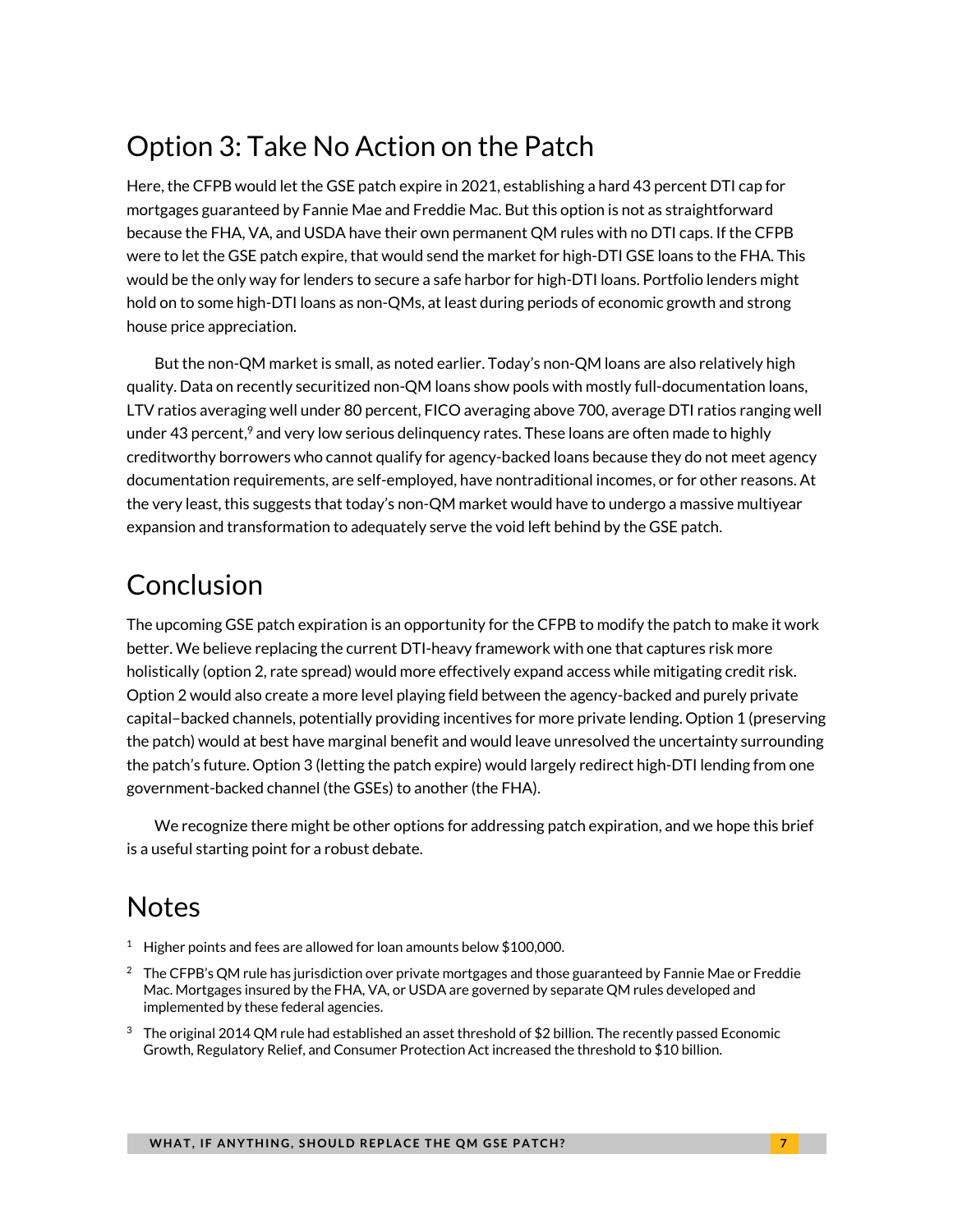## Option 3: Take No Action on the Patch

Here, the CFPB would let the GSE patch expire in 2021, establishing a hard 43 percent DTI cap for mortgages guaranteed by Fannie Mae and Freddie Mac. But this option is not as straightforward because the FHA, VA, and USDA have their own permanent QM rules with no DTI caps. If the CFPB were to let the GSE patch expire, that would send the market for high-DTI GSE loans to the FHA. This would be the only way for lenders to secure a safe harbor for high-DTI loans. Portfolio lenders might hold on to some high-DTI loans as non-QMs, at least during periods of economic growth and strong house price appreciation.

But the non-QM market is small, as noted earlier. Today's non-QM loans are also relatively high quality. Data on recently securitized non-QM loans show pools with mostly full-documentation loans, LTV ratios averaging well under 80 percent, FICO averaging above 700, average DTI ratios ranging well under 43 percent,[9] and very low serious delinquency rates. These loans are often made to highly creditworthy borrowers who cannot qualify for agency-backed loans because they do not meet agency documentation requirements, are self-employed, have nontraditional incomes, or for other reasons. At the very least, this suggests that today's non-QM market would have to undergo a massive multiyear expansion and transformation to adequately serve the void left behind by the GSE patch.

## Conclusion

The upcoming GSE patch expiration is an opportunity for the CFPB to modify the patch to make it work better. We believe replacing the current DTI-heavy framework with one that captures risk more holistically (option 2, rate spread) would more effectively expand access while mitigating credit risk. Option 2 would also create a more level playing field between the agency-backed and purely private capital–backed channels, potentially providing incentives for more private lending. Option 1 (preserving the patch) would at best have marginal benefit and would leave unresolved the uncertainty surrounding the patch's future. Option 3 (letting the patch expire) would largely redirect high-DTI lending from one government-backed channel (the GSEs) to another (the FHA).

We recognize there might be other options for addressing patch expiration, and we hope this brief is a useful starting point for a robust debate.

## Notes

1. Higher points and fees are allowed for loan amounts below $100,000.
2. The CFPB's QM rule has jurisdiction over private mortgages and those guaranteed by Fannie Mae or Freddie Mac. Mortgages insured by the FHA, VA, or USDA are governed by separate QM rules developed and implemented by these federal agencies.
3. The original 2014 QM rule had established an asset threshold of $2 billion. The recently passed Economic Growth, Regulatory Relief, and Consumer Protection Act increased the threshold to $10 billion.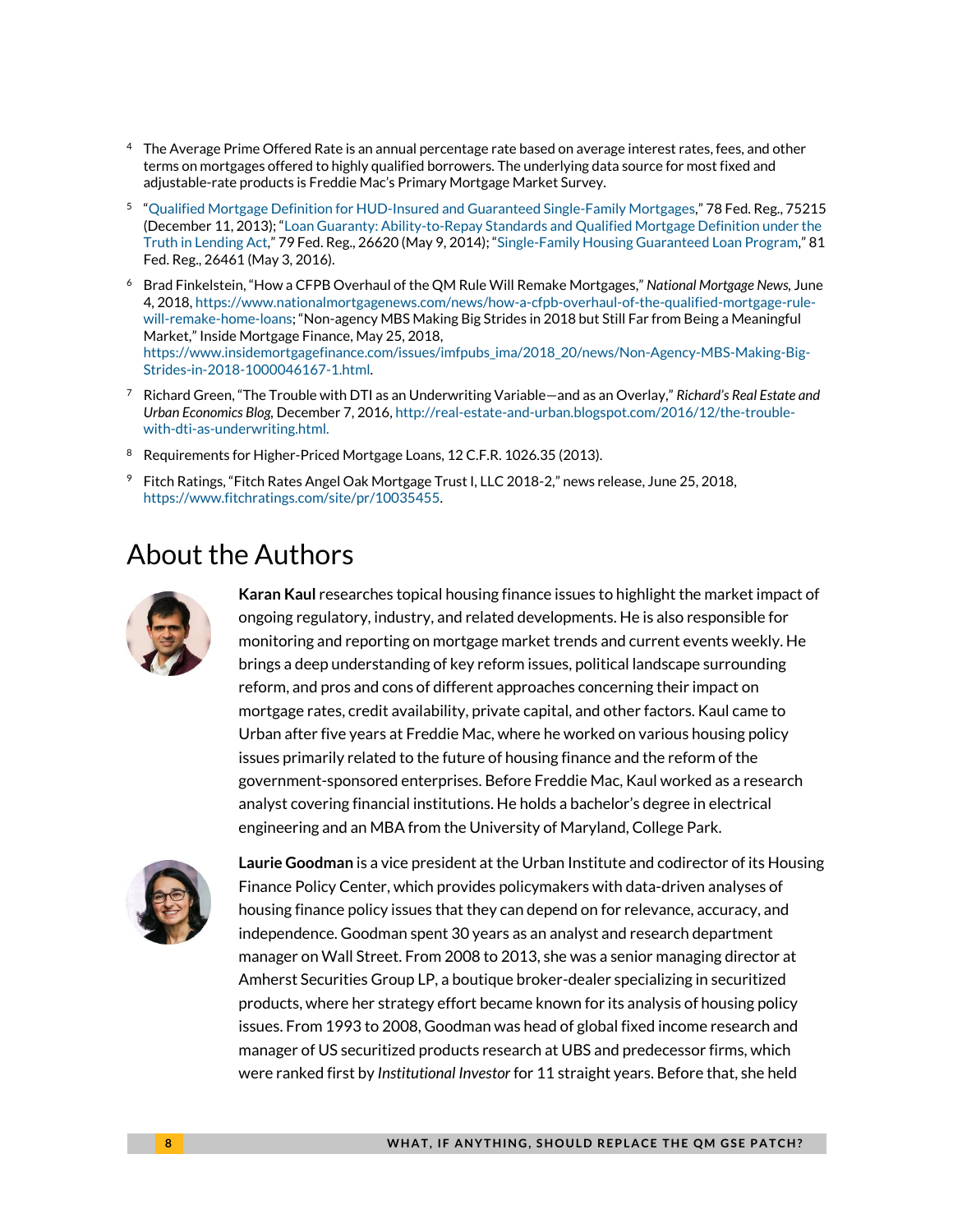4 The Average Prime Offered Rate is an annual percentage rate based on average interest rates, fees, and other terms on mortgages offered to highly qualified borrowers. The underlying data source for most fixed and adjustable-rate products is Freddie Mac's Primary Mortgage Market Survey.

5 "Qualified Mortgage Definition for HUD-Insured and Guaranteed Single-Family Mortgages," 78 Fed. Reg., 75215 (December 11, 2013); "Loan Guaranty: Ability-to-Repay Standards and Qualified Mortgage Definition under the Truth in Lending Act," 79 Fed. Reg., 26620 (May 9, 2014); "Single-Family Housing Guaranteed Loan Program," 81 Fed. Reg., 26461 (May 3, 2016).

6 Brad Finkelstein, "How a CFPB Overhaul of the QM Rule Will Remake Mortgages," *National Mortgage News*, June 4, 2018, https://www.nationalmortgagenews.com/news/how-a-cfpb-overhaul-of-the-qualified-mortgage-rule-will-remake-home-loans; "Non-agency MBS Making Big Strides in 2018 but Still Far from Being a Meaningful Market," Inside Mortgage Finance, May 25, 2018, https://www.insidemortgagefinance.com/issues/imfpubs_ima/2018_20/news/Non-Agency-MBS-Making-Big-Strides-in-2018-1000046167-1.html.

7 Richard Green, "The Trouble with DTI as an Underwriting Variable—and as an Overlay," *Richard's Real Estate and Urban Economics Blog*, December 7, 2016, http://real-estate-and-urban.blogspot.com/2016/12/the-trouble-with-dti-as-underwriting.html.

8 Requirements for Higher-Priced Mortgage Loans, 12 C.F.R. 1026.35 (2013).

9 Fitch Ratings, "Fitch Rates Angel Oak Mortgage Trust I, LLC 2018-2," news release, June 25, 2018, https://www.fitchratings.com/site/pr/10035455.

# About the Authors

**Karan Kaul** researches topical housing finance issues to highlight the market impact of ongoing regulatory, industry, and related developments. He is also responsible for monitoring and reporting on mortgage market trends and current events weekly. He brings a deep understanding of key reform issues, political landscape surrounding reform, and pros and cons of different approaches concerning their impact on mortgage rates, credit availability, private capital, and other factors. Kaul came to Urban after five years at Freddie Mac, where he worked on various housing policy issues primarily related to the future of housing finance and the reform of the government-sponsored enterprises. Before Freddie Mac, Kaul worked as a research analyst covering financial institutions. He holds a bachelor's degree in electrical engineering and an MBA from the University of Maryland, College Park.

**Laurie Goodman** is a vice president at the Urban Institute and codirector of its Housing Finance Policy Center, which provides policymakers with data-driven analyses of housing finance policy issues that they can depend on for relevance, accuracy, and independence. Goodman spent 30 years as an analyst and research department manager on Wall Street. From 2008 to 2013, she was a senior managing director at Amherst Securities Group LP, a boutique broker-dealer specializing in securitized products, where her strategy effort became known for its analysis of housing policy issues. From 1993 to 2008, Goodman was head of global fixed income research and manager of US securitized products research at UBS and predecessor firms, which were ranked first by *Institutional Investor* for 11 straight years. Before that, she held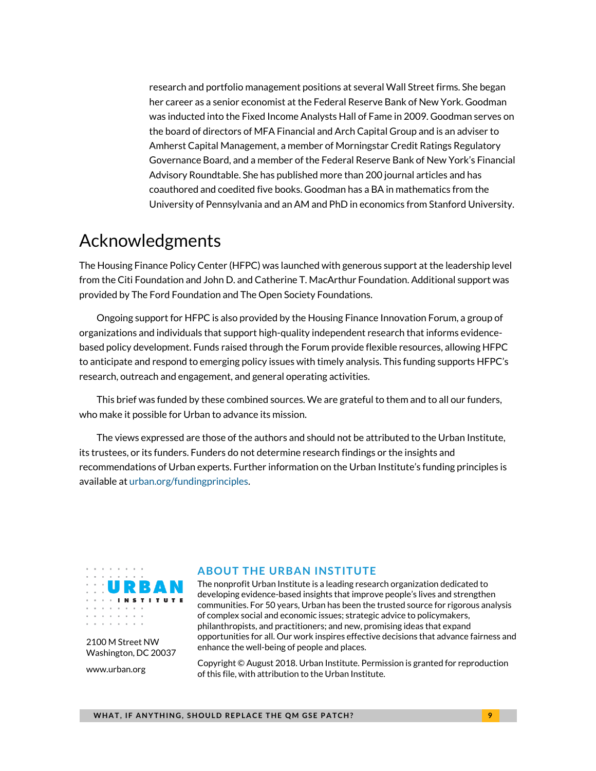research and portfolio management positions at several Wall Street firms. She began her career as a senior economist at the Federal Reserve Bank of New York. Goodman was inducted into the Fixed Income Analysts Hall of Fame in 2009. Goodman serves on the board of directors of MFA Financial and Arch Capital Group and is an adviser to Amherst Capital Management, a member of Morningstar Credit Ratings Regulatory Governance Board, and a member of the Federal Reserve Bank of New York's Financial Advisory Roundtable. She has published more than 200 journal articles and has coauthored and coedited five books. Goodman has a BA in mathematics from the University of Pennsylvania and an AM and PhD in economics from Stanford University.

# Acknowledgments

The Housing Finance Policy Center (HFPC) was launched with generous support at the leadership level from the Citi Foundation and John D. and Catherine T. MacArthur Foundation. Additional support was provided by The Ford Foundation and The Open Society Foundations.

Ongoing support for HFPC is also provided by the Housing Finance Innovation Forum, a group of organizations and individuals that support high-quality independent research that informs evidence-based policy development. Funds raised through the Forum provide flexible resources, allowing HFPC to anticipate and respond to emerging policy issues with timely analysis. This funding supports HFPC's research, outreach and engagement, and general operating activities.

This brief was funded by these combined sources. We are grateful to them and to all our funders, who make it possible for Urban to advance its mission.

The views expressed are those of the authors and should not be attributed to the Urban Institute, its trustees, or its funders. Funders do not determine research findings or the insights and recommendations of Urban experts. Further information on the Urban Institute's funding principles is available at urban.org/fundingprinciples.

URBAN INSTITUTE

2100 M Street NW
Washington, DC 20037

www.urban.org

## ABOUT THE URBAN INSTITUTE

The nonprofit Urban Institute is a leading research organization dedicated to developing evidence-based insights that improve people's lives and strengthen communities. For 50 years, Urban has been the trusted source for rigorous analysis of complex social and economic issues; strategic advice to policymakers, philanthropists, and practitioners; and new, promising ideas that expand opportunities for all. Our work inspires effective decisions that advance fairness and enhance the well-being of people and places.

Copyright © August 2018. Urban Institute. Permission is granted for reproduction of this file, with attribution to the Urban Institute.